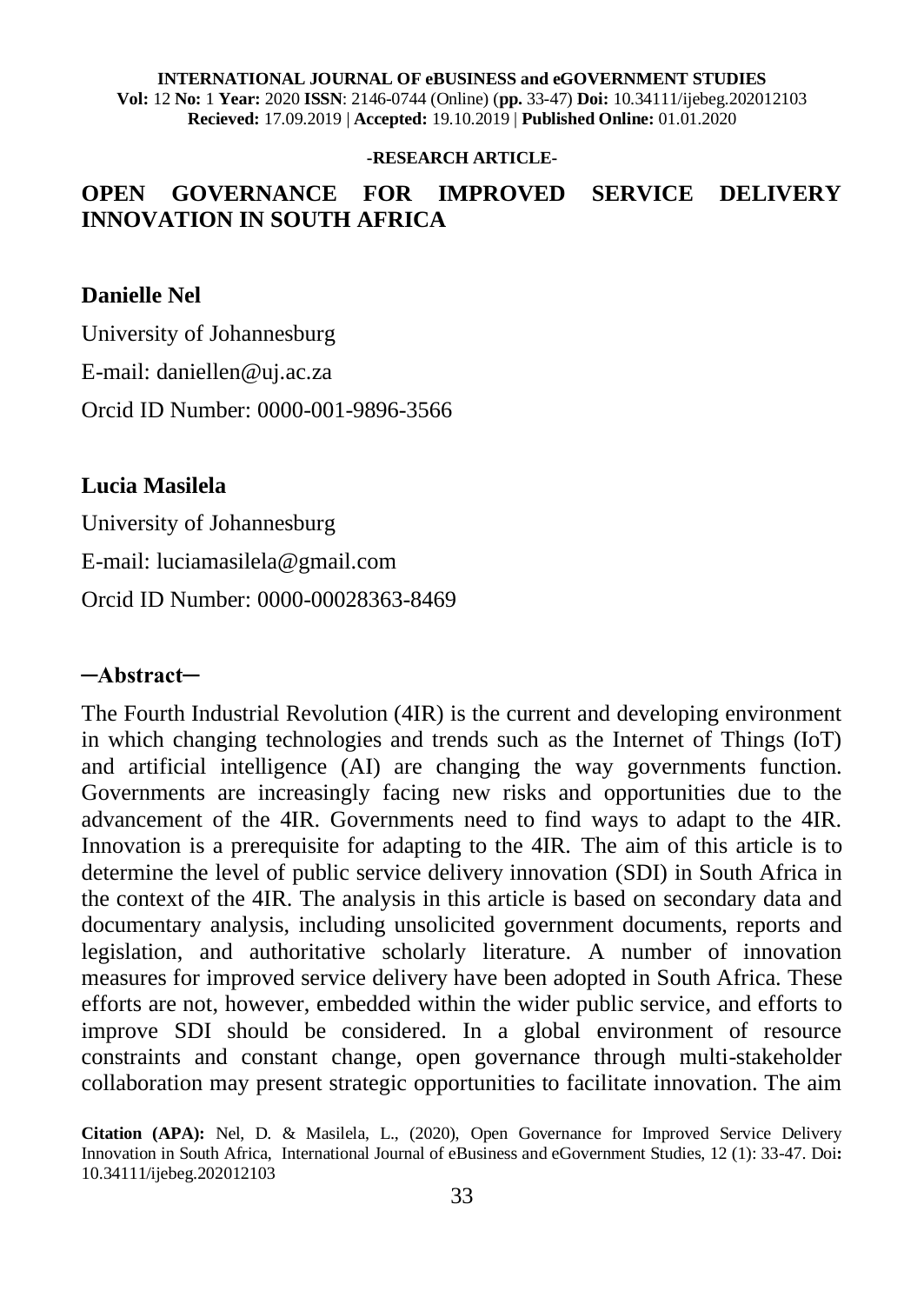**INTERNATIONAL JOURNAL OF eBUSINESS and eGOVERNMENT STUDIES**
**Vol:** 12 **No:** 1 **Year:** 2020 **ISSN**: 2146-0744 (Online) (**pp.** 33-47) **Doi:** 10.34111/ijebeg.202012103
**Recieved:** 17.09.2019 | **Accepted:** 19.10.2019 | **Published Online:** 01.01.2020

**-RESEARCH ARTICLE-**

# OPEN GOVERNANCE FOR IMPROVED SERVICE DELIVERY INNOVATION IN SOUTH AFRICA

**Danielle Nel**

University of Johannesburg

E-mail: daniellen@uj.ac.za

Orcid ID Number: 0000-001-9896-3566

**Lucia Masilela**

University of Johannesburg

E-mail: luciamasilela@gmail.com

Orcid ID Number: 0000-00028363-8469

## ─Abstract─

The Fourth Industrial Revolution (4IR) is the current and developing environment in which changing technologies and trends such as the Internet of Things (IoT) and artificial intelligence (AI) are changing the way governments function. Governments are increasingly facing new risks and opportunities due to the advancement of the 4IR. Governments need to find ways to adapt to the 4IR. Innovation is a prerequisite for adapting to the 4IR. The aim of this article is to determine the level of public service delivery innovation (SDI) in South Africa in the context of the 4IR. The analysis in this article is based on secondary data and documentary analysis, including unsolicited government documents, reports and legislation, and authoritative scholarly literature. A number of innovation measures for improved service delivery have been adopted in South Africa. These efforts are not, however, embedded within the wider public service, and efforts to improve SDI should be considered. In a global environment of resource constraints and constant change, open governance through multi-stakeholder collaboration may present strategic opportunities to facilitate innovation. The aim

**Citation (APA):** Nel, D. & Masilela, L., (2020), Open Governance for Improved Service Delivery Innovation in South Africa, International Journal of eBusiness and eGovernment Studies, 12 (1): 33-47. Doi**:** 10.34111/ijebeg.202012103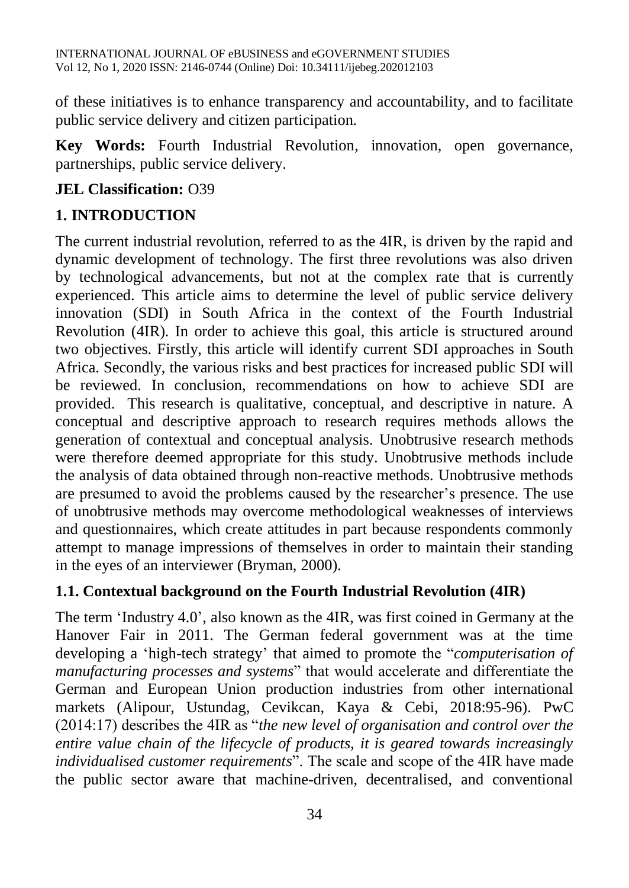of these initiatives is to enhance transparency and accountability, and to facilitate public service delivery and citizen participation.

**Key Words:** Fourth Industrial Revolution, innovation, open governance, partnerships, public service delivery.

**JEL Classification:** O39

## 1. INTRODUCTION

The current industrial revolution, referred to as the 4IR, is driven by the rapid and dynamic development of technology. The first three revolutions was also driven by technological advancements, but not at the complex rate that is currently experienced. This article aims to determine the level of public service delivery innovation (SDI) in South Africa in the context of the Fourth Industrial Revolution (4IR). In order to achieve this goal, this article is structured around two objectives. Firstly, this article will identify current SDI approaches in South Africa. Secondly, the various risks and best practices for increased public SDI will be reviewed. In conclusion, recommendations on how to achieve SDI are provided. This research is qualitative, conceptual, and descriptive in nature. A conceptual and descriptive approach to research requires methods allows the generation of contextual and conceptual analysis. Unobtrusive research methods were therefore deemed appropriate for this study. Unobtrusive methods include the analysis of data obtained through non-reactive methods. Unobtrusive methods are presumed to avoid the problems caused by the researcher's presence. The use of unobtrusive methods may overcome methodological weaknesses of interviews and questionnaires, which create attitudes in part because respondents commonly attempt to manage impressions of themselves in order to maintain their standing in the eyes of an interviewer (Bryman, 2000).

### 1.1. Contextual background on the Fourth Industrial Revolution (4IR)

The term 'Industry 4.0', also known as the 4IR, was first coined in Germany at the Hanover Fair in 2011. The German federal government was at the time developing a 'high-tech strategy' that aimed to promote the "*computerisation of manufacturing processes and systems*" that would accelerate and differentiate the German and European Union production industries from other international markets (Alipour, Ustundag, Cevikcan, Kaya & Cebi, 2018:95-96). PwC (2014:17) describes the 4IR as "*the new level of organisation and control over the entire value chain of the lifecycle of products, it is geared towards increasingly individualised customer requirements*". The scale and scope of the 4IR have made the public sector aware that machine-driven, decentralised, and conventional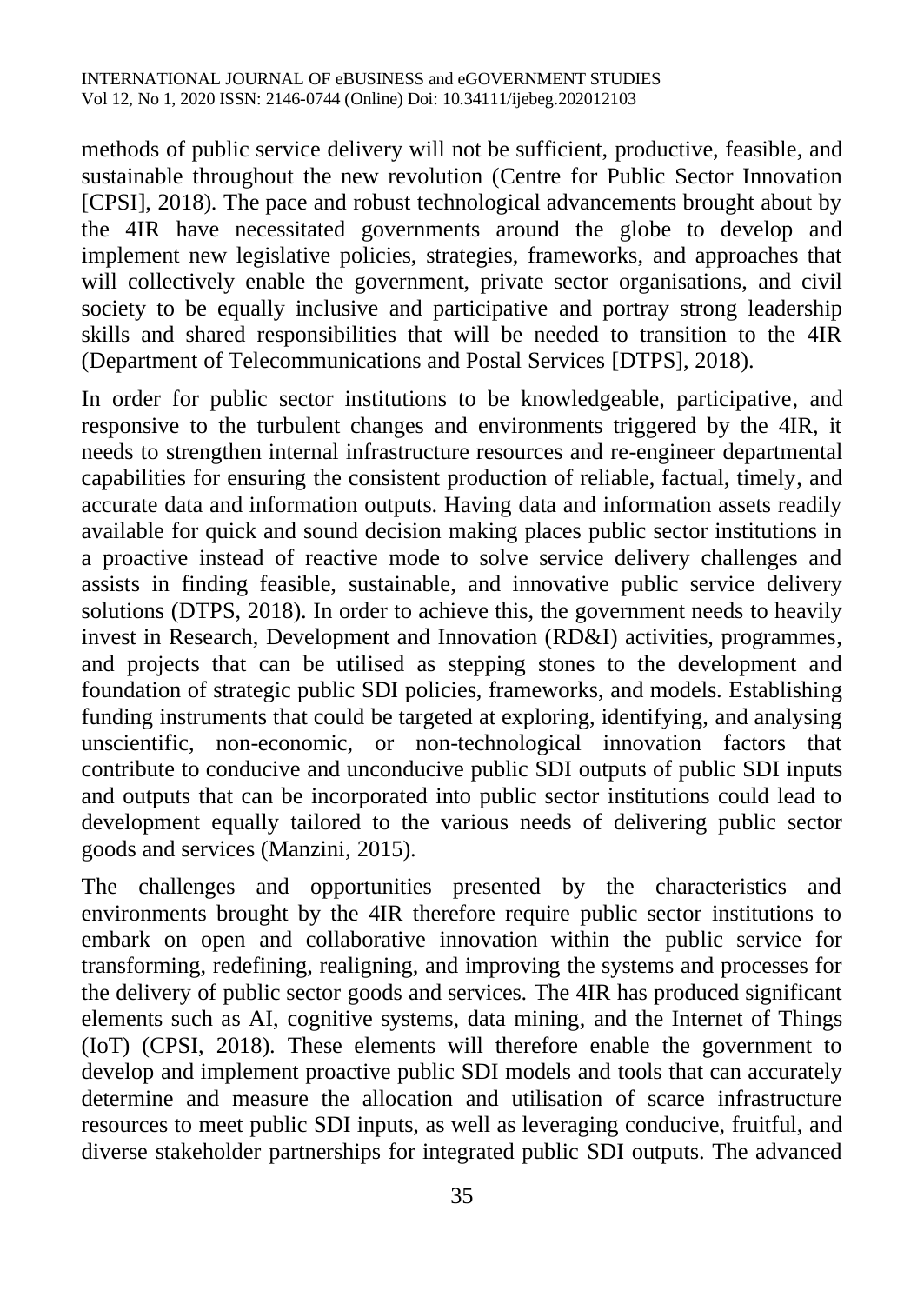methods of public service delivery will not be sufficient, productive, feasible, and sustainable throughout the new revolution (Centre for Public Sector Innovation [CPSI], 2018). The pace and robust technological advancements brought about by the 4IR have necessitated governments around the globe to develop and implement new legislative policies, strategies, frameworks, and approaches that will collectively enable the government, private sector organisations, and civil society to be equally inclusive and participative and portray strong leadership skills and shared responsibilities that will be needed to transition to the 4IR (Department of Telecommunications and Postal Services [DTPS], 2018).

In order for public sector institutions to be knowledgeable, participative, and responsive to the turbulent changes and environments triggered by the 4IR, it needs to strengthen internal infrastructure resources and re-engineer departmental capabilities for ensuring the consistent production of reliable, factual, timely, and accurate data and information outputs. Having data and information assets readily available for quick and sound decision making places public sector institutions in a proactive instead of reactive mode to solve service delivery challenges and assists in finding feasible, sustainable, and innovative public service delivery solutions (DTPS, 2018). In order to achieve this, the government needs to heavily invest in Research, Development and Innovation (RD&I) activities, programmes, and projects that can be utilised as stepping stones to the development and foundation of strategic public SDI policies, frameworks, and models. Establishing funding instruments that could be targeted at exploring, identifying, and analysing unscientific, non-economic, or non-technological innovation factors that contribute to conducive and unconducive public SDI outputs of public SDI inputs and outputs that can be incorporated into public sector institutions could lead to development equally tailored to the various needs of delivering public sector goods and services (Manzini, 2015).

The challenges and opportunities presented by the characteristics and environments brought by the 4IR therefore require public sector institutions to embark on open and collaborative innovation within the public service for transforming, redefining, realigning, and improving the systems and processes for the delivery of public sector goods and services. The 4IR has produced significant elements such as AI, cognitive systems, data mining, and the Internet of Things (IoT) (CPSI, 2018). These elements will therefore enable the government to develop and implement proactive public SDI models and tools that can accurately determine and measure the allocation and utilisation of scarce infrastructure resources to meet public SDI inputs, as well as leveraging conducive, fruitful, and diverse stakeholder partnerships for integrated public SDI outputs. The advanced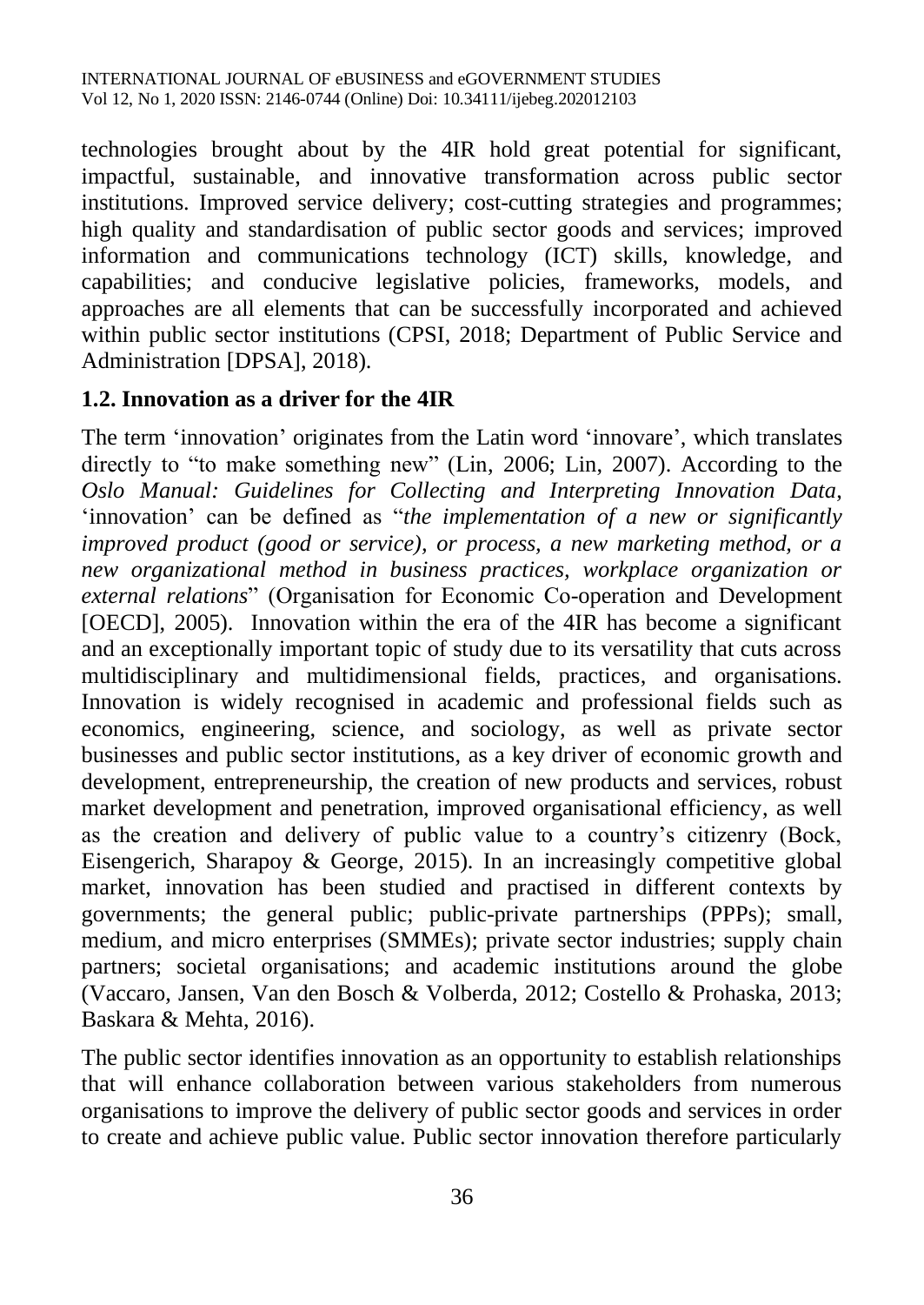technologies brought about by the 4IR hold great potential for significant, impactful, sustainable, and innovative transformation across public sector institutions. Improved service delivery; cost-cutting strategies and programmes; high quality and standardisation of public sector goods and services; improved information and communications technology (ICT) skills, knowledge, and capabilities; and conducive legislative policies, frameworks, models, and approaches are all elements that can be successfully incorporated and achieved within public sector institutions (CPSI, 2018; Department of Public Service and Administration [DPSA], 2018).

### 1.2. Innovation as a driver for the 4IR

The term 'innovation' originates from the Latin word 'innovare', which translates directly to "to make something new" (Lin, 2006; Lin, 2007). According to the *Oslo Manual: Guidelines for Collecting and Interpreting Innovation Data*, 'innovation' can be defined as "*the implementation of a new or significantly improved product (good or service), or process, a new marketing method, or a new organizational method in business practices, workplace organization or external relations*" (Organisation for Economic Co-operation and Development [OECD], 2005). Innovation within the era of the 4IR has become a significant and an exceptionally important topic of study due to its versatility that cuts across multidisciplinary and multidimensional fields, practices, and organisations. Innovation is widely recognised in academic and professional fields such as economics, engineering, science, and sociology, as well as private sector businesses and public sector institutions, as a key driver of economic growth and development, entrepreneurship, the creation of new products and services, robust market development and penetration, improved organisational efficiency, as well as the creation and delivery of public value to a country's citizenry (Bock, Eisengerich, Sharapoy & George, 2015). In an increasingly competitive global market, innovation has been studied and practised in different contexts by governments; the general public; public-private partnerships (PPPs); small, medium, and micro enterprises (SMMEs); private sector industries; supply chain partners; societal organisations; and academic institutions around the globe (Vaccaro, Jansen, Van den Bosch & Volberda, 2012; Costello & Prohaska, 2013; Baskara & Mehta, 2016).

The public sector identifies innovation as an opportunity to establish relationships that will enhance collaboration between various stakeholders from numerous organisations to improve the delivery of public sector goods and services in order to create and achieve public value. Public sector innovation therefore particularly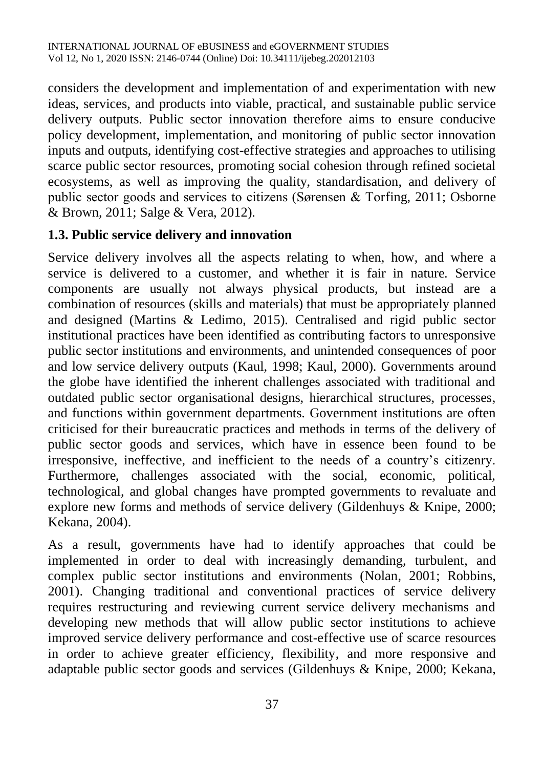considers the development and implementation of and experimentation with new ideas, services, and products into viable, practical, and sustainable public service delivery outputs. Public sector innovation therefore aims to ensure conducive policy development, implementation, and monitoring of public sector innovation inputs and outputs, identifying cost-effective strategies and approaches to utilising scarce public sector resources, promoting social cohesion through refined societal ecosystems, as well as improving the quality, standardisation, and delivery of public sector goods and services to citizens (Sørensen & Torfing, 2011; Osborne & Brown, 2011; Salge & Vera, 2012).

### 1.3. Public service delivery and innovation

Service delivery involves all the aspects relating to when, how, and where a service is delivered to a customer, and whether it is fair in nature. Service components are usually not always physical products, but instead are a combination of resources (skills and materials) that must be appropriately planned and designed (Martins & Ledimo, 2015). Centralised and rigid public sector institutional practices have been identified as contributing factors to unresponsive public sector institutions and environments, and unintended consequences of poor and low service delivery outputs (Kaul, 1998; Kaul, 2000). Governments around the globe have identified the inherent challenges associated with traditional and outdated public sector organisational designs, hierarchical structures, processes, and functions within government departments. Government institutions are often criticised for their bureaucratic practices and methods in terms of the delivery of public sector goods and services, which have in essence been found to be irresponsive, ineffective, and inefficient to the needs of a country's citizenry. Furthermore, challenges associated with the social, economic, political, technological, and global changes have prompted governments to revaluate and explore new forms and methods of service delivery (Gildenhuys & Knipe, 2000; Kekana, 2004).

As a result, governments have had to identify approaches that could be implemented in order to deal with increasingly demanding, turbulent, and complex public sector institutions and environments (Nolan, 2001; Robbins, 2001). Changing traditional and conventional practices of service delivery requires restructuring and reviewing current service delivery mechanisms and developing new methods that will allow public sector institutions to achieve improved service delivery performance and cost-effective use of scarce resources in order to achieve greater efficiency, flexibility, and more responsive and adaptable public sector goods and services (Gildenhuys & Knipe, 2000; Kekana,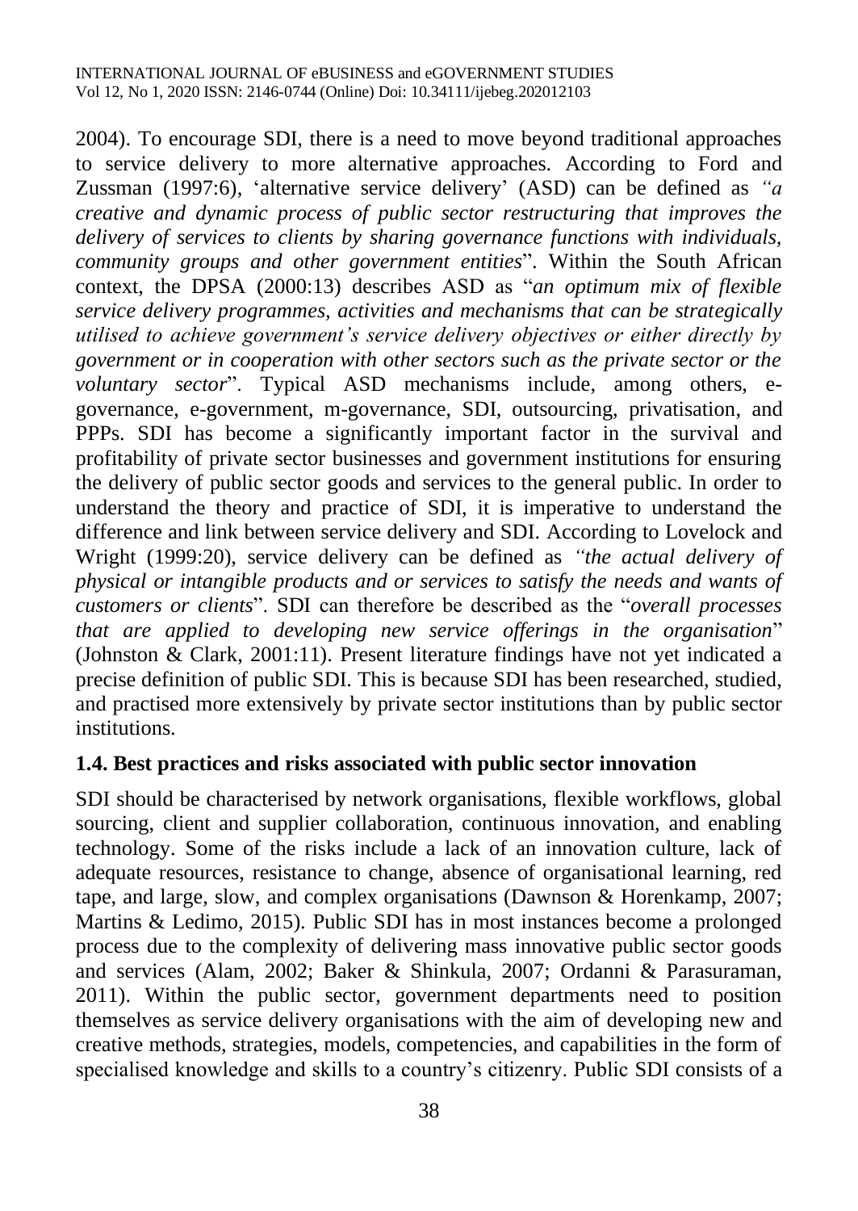2004). To encourage SDI, there is a need to move beyond traditional approaches to service delivery to more alternative approaches. According to Ford and Zussman (1997:6), 'alternative service delivery' (ASD) can be defined as *"a creative and dynamic process of public sector restructuring that improves the delivery of services to clients by sharing governance functions with individuals, community groups and other government entities*". Within the South African context, the DPSA (2000:13) describes ASD as "*an optimum mix of flexible service delivery programmes, activities and mechanisms that can be strategically utilised to achieve government's service delivery objectives or either directly by government or in cooperation with other sectors such as the private sector or the voluntary sector*". Typical ASD mechanisms include, among others, e-governance, e-government, m-governance, SDI, outsourcing, privatisation, and PPPs. SDI has become a significantly important factor in the survival and profitability of private sector businesses and government institutions for ensuring the delivery of public sector goods and services to the general public. In order to understand the theory and practice of SDI, it is imperative to understand the difference and link between service delivery and SDI. According to Lovelock and Wright (1999:20), service delivery can be defined as *"the actual delivery of physical or intangible products and or services to satisfy the needs and wants of customers or clients*". SDI can therefore be described as the "*overall processes that are applied to developing new service offerings in the organisation*" (Johnston & Clark, 2001:11). Present literature findings have not yet indicated a precise definition of public SDI. This is because SDI has been researched, studied, and practised more extensively by private sector institutions than by public sector institutions.

### 1.4. Best practices and risks associated with public sector innovation

SDI should be characterised by network organisations, flexible workflows, global sourcing, client and supplier collaboration, continuous innovation, and enabling technology. Some of the risks include a lack of an innovation culture, lack of adequate resources, resistance to change, absence of organisational learning, red tape, and large, slow, and complex organisations (Dawnson & Horenkamp, 2007; Martins & Ledimo, 2015). Public SDI has in most instances become a prolonged process due to the complexity of delivering mass innovative public sector goods and services (Alam, 2002; Baker & Shinkula, 2007; Ordanni & Parasuraman, 2011). Within the public sector, government departments need to position themselves as service delivery organisations with the aim of developing new and creative methods, strategies, models, competencies, and capabilities in the form of specialised knowledge and skills to a country's citizenry. Public SDI consists of a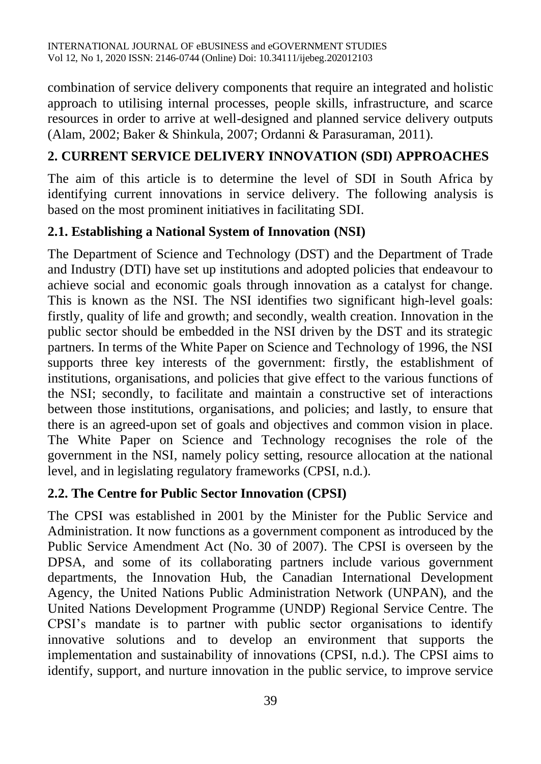combination of service delivery components that require an integrated and holistic approach to utilising internal processes, people skills, infrastructure, and scarce resources in order to arrive at well-designed and planned service delivery outputs (Alam, 2002; Baker & Shinkula, 2007; Ordanni & Parasuraman, 2011).

## 2. CURRENT SERVICE DELIVERY INNOVATION (SDI) APPROACHES

The aim of this article is to determine the level of SDI in South Africa by identifying current innovations in service delivery. The following analysis is based on the most prominent initiatives in facilitating SDI.

### 2.1. Establishing a National System of Innovation (NSI)

The Department of Science and Technology (DST) and the Department of Trade and Industry (DTI) have set up institutions and adopted policies that endeavour to achieve social and economic goals through innovation as a catalyst for change. This is known as the NSI. The NSI identifies two significant high-level goals: firstly, quality of life and growth; and secondly, wealth creation. Innovation in the public sector should be embedded in the NSI driven by the DST and its strategic partners. In terms of the White Paper on Science and Technology of 1996, the NSI supports three key interests of the government: firstly, the establishment of institutions, organisations, and policies that give effect to the various functions of the NSI; secondly, to facilitate and maintain a constructive set of interactions between those institutions, organisations, and policies; and lastly, to ensure that there is an agreed-upon set of goals and objectives and common vision in place. The White Paper on Science and Technology recognises the role of the government in the NSI, namely policy setting, resource allocation at the national level, and in legislating regulatory frameworks (CPSI, n.d.).

### 2.2. The Centre for Public Sector Innovation (CPSI)

The CPSI was established in 2001 by the Minister for the Public Service and Administration. It now functions as a government component as introduced by the Public Service Amendment Act (No. 30 of 2007). The CPSI is overseen by the DPSA, and some of its collaborating partners include various government departments, the Innovation Hub, the Canadian International Development Agency, the United Nations Public Administration Network (UNPAN), and the United Nations Development Programme (UNDP) Regional Service Centre. The CPSI's mandate is to partner with public sector organisations to identify innovative solutions and to develop an environment that supports the implementation and sustainability of innovations (CPSI, n.d.). The CPSI aims to identify, support, and nurture innovation in the public service, to improve service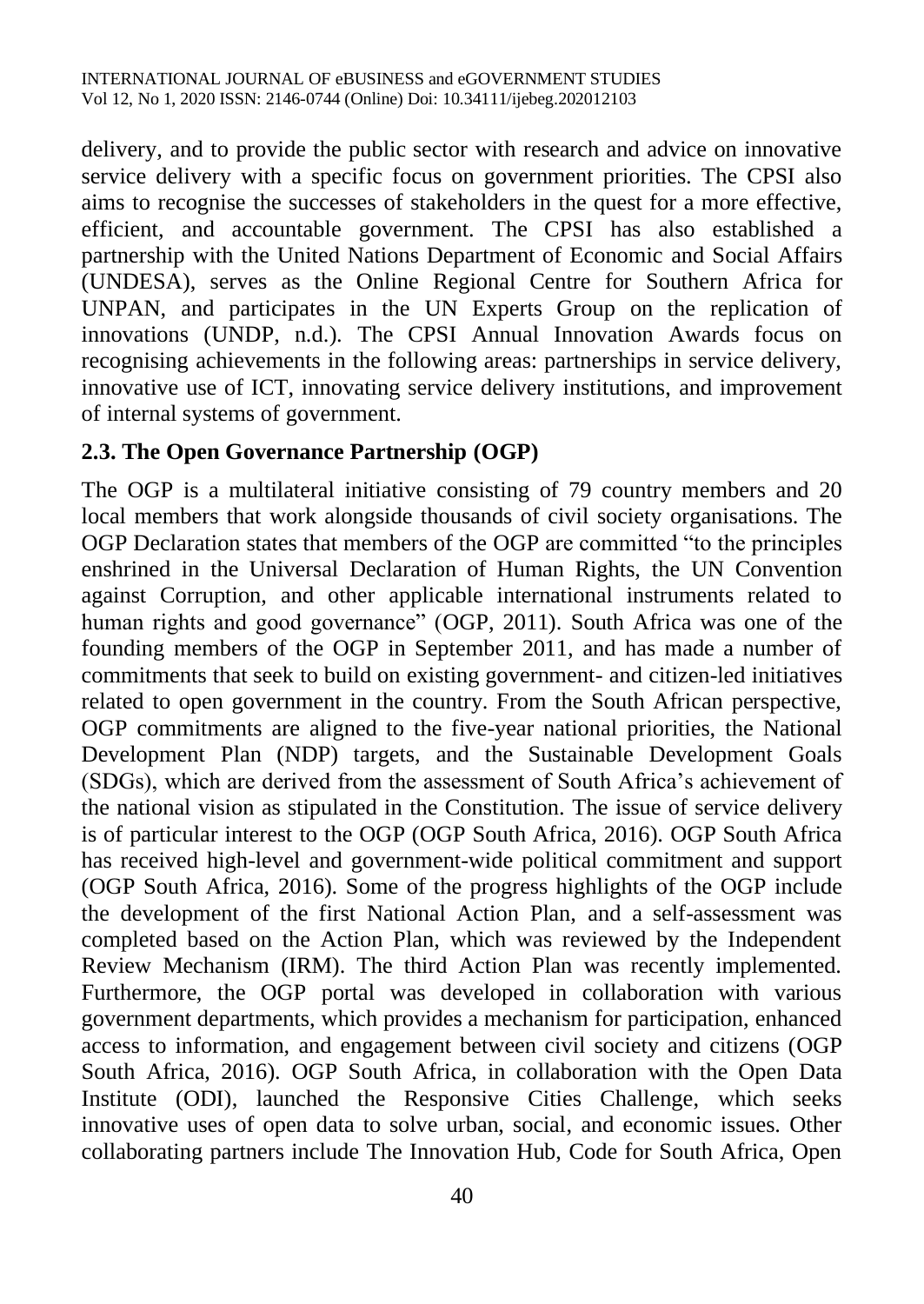delivery, and to provide the public sector with research and advice on innovative service delivery with a specific focus on government priorities. The CPSI also aims to recognise the successes of stakeholders in the quest for a more effective, efficient, and accountable government. The CPSI has also established a partnership with the United Nations Department of Economic and Social Affairs (UNDESA), serves as the Online Regional Centre for Southern Africa for UNPAN, and participates in the UN Experts Group on the replication of innovations (UNDP, n.d.). The CPSI Annual Innovation Awards focus on recognising achievements in the following areas: partnerships in service delivery, innovative use of ICT, innovating service delivery institutions, and improvement of internal systems of government.

## 2.3. The Open Governance Partnership (OGP)

The OGP is a multilateral initiative consisting of 79 country members and 20 local members that work alongside thousands of civil society organisations. The OGP Declaration states that members of the OGP are committed "to the principles enshrined in the Universal Declaration of Human Rights, the UN Convention against Corruption, and other applicable international instruments related to human rights and good governance" (OGP, 2011). South Africa was one of the founding members of the OGP in September 2011, and has made a number of commitments that seek to build on existing government- and citizen-led initiatives related to open government in the country. From the South African perspective, OGP commitments are aligned to the five-year national priorities, the National Development Plan (NDP) targets, and the Sustainable Development Goals (SDGs), which are derived from the assessment of South Africa's achievement of the national vision as stipulated in the Constitution. The issue of service delivery is of particular interest to the OGP (OGP South Africa, 2016). OGP South Africa has received high-level and government-wide political commitment and support (OGP South Africa, 2016). Some of the progress highlights of the OGP include the development of the first National Action Plan, and a self-assessment was completed based on the Action Plan, which was reviewed by the Independent Review Mechanism (IRM). The third Action Plan was recently implemented. Furthermore, the OGP portal was developed in collaboration with various government departments, which provides a mechanism for participation, enhanced access to information, and engagement between civil society and citizens (OGP South Africa, 2016). OGP South Africa, in collaboration with the Open Data Institute (ODI), launched the Responsive Cities Challenge, which seeks innovative uses of open data to solve urban, social, and economic issues. Other collaborating partners include The Innovation Hub, Code for South Africa, Open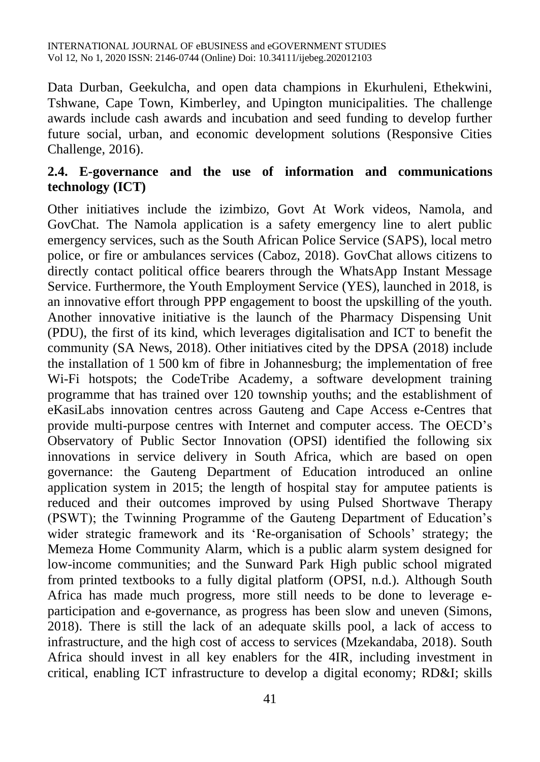Data Durban, Geekulcha, and open data champions in Ekurhuleni, Ethekwini, Tshwane, Cape Town, Kimberley, and Upington municipalities. The challenge awards include cash awards and incubation and seed funding to develop further future social, urban, and economic development solutions (Responsive Cities Challenge, 2016).

### 2.4. E-governance and the use of information and communications technology (ICT)

Other initiatives include the izimbizo, Govt At Work videos, Namola, and GovChat. The Namola application is a safety emergency line to alert public emergency services, such as the South African Police Service (SAPS), local metro police, or fire or ambulances services (Caboz, 2018). GovChat allows citizens to directly contact political office bearers through the WhatsApp Instant Message Service. Furthermore, the Youth Employment Service (YES), launched in 2018, is an innovative effort through PPP engagement to boost the upskilling of the youth. Another innovative initiative is the launch of the Pharmacy Dispensing Unit (PDU), the first of its kind, which leverages digitalisation and ICT to benefit the community (SA News, 2018). Other initiatives cited by the DPSA (2018) include the installation of 1 500 km of fibre in Johannesburg; the implementation of free Wi-Fi hotspots; the CodeTribe Academy, a software development training programme that has trained over 120 township youths; and the establishment of eKasiLabs innovation centres across Gauteng and Cape Access e-Centres that provide multi-purpose centres with Internet and computer access. The OECD's Observatory of Public Sector Innovation (OPSI) identified the following six innovations in service delivery in South Africa, which are based on open governance: the Gauteng Department of Education introduced an online application system in 2015; the length of hospital stay for amputee patients is reduced and their outcomes improved by using Pulsed Shortwave Therapy (PSWT); the Twinning Programme of the Gauteng Department of Education's wider strategic framework and its 'Re-organisation of Schools' strategy; the Memeza Home Community Alarm, which is a public alarm system designed for low-income communities; and the Sunward Park High public school migrated from printed textbooks to a fully digital platform (OPSI, n.d.). Although South Africa has made much progress, more still needs to be done to leverage e-participation and e-governance, as progress has been slow and uneven (Simons, 2018). There is still the lack of an adequate skills pool, a lack of access to infrastructure, and the high cost of access to services (Mzekandaba, 2018). South Africa should invest in all key enablers for the 4IR, including investment in critical, enabling ICT infrastructure to develop a digital economy; RD&I; skills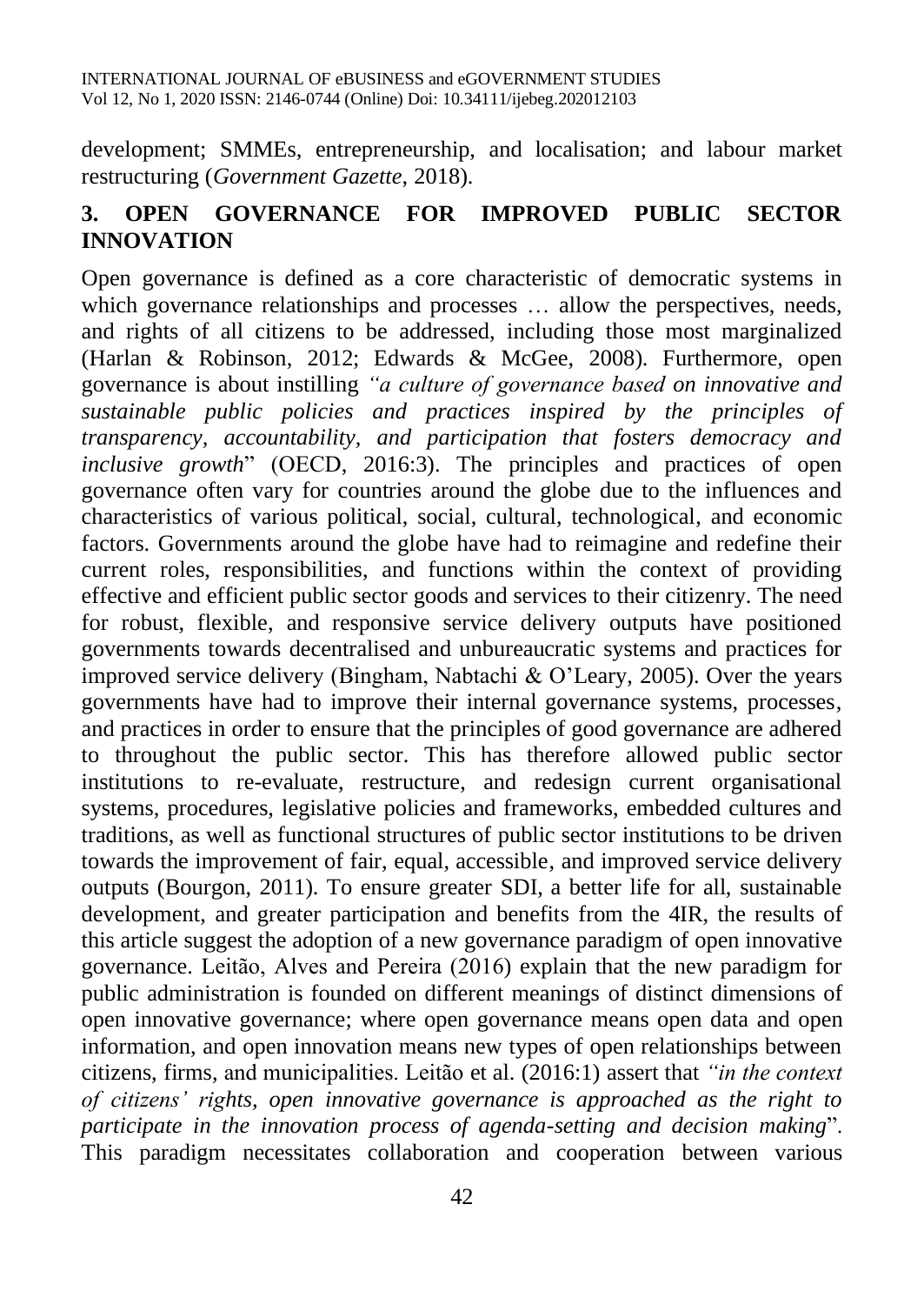development; SMMEs, entrepreneurship, and localisation; and labour market restructuring (*Government Gazette*, 2018).

## 3. OPEN GOVERNANCE FOR IMPROVED PUBLIC SECTOR INNOVATION

Open governance is defined as a core characteristic of democratic systems in which governance relationships and processes … allow the perspectives, needs, and rights of all citizens to be addressed, including those most marginalized (Harlan & Robinson, 2012; Edwards & McGee, 2008). Furthermore, open governance is about instilling *"a culture of governance based on innovative and sustainable public policies and practices inspired by the principles of transparency, accountability, and participation that fosters democracy and inclusive growth*" (OECD, 2016:3). The principles and practices of open governance often vary for countries around the globe due to the influences and characteristics of various political, social, cultural, technological, and economic factors. Governments around the globe have had to reimagine and redefine their current roles, responsibilities, and functions within the context of providing effective and efficient public sector goods and services to their citizenry. The need for robust, flexible, and responsive service delivery outputs have positioned governments towards decentralised and unbureaucratic systems and practices for improved service delivery (Bingham, Nabtachi & O'Leary, 2005). Over the years governments have had to improve their internal governance systems, processes, and practices in order to ensure that the principles of good governance are adhered to throughout the public sector. This has therefore allowed public sector institutions to re-evaluate, restructure, and redesign current organisational systems, procedures, legislative policies and frameworks, embedded cultures and traditions, as well as functional structures of public sector institutions to be driven towards the improvement of fair, equal, accessible, and improved service delivery outputs (Bourgon, 2011). To ensure greater SDI, a better life for all, sustainable development, and greater participation and benefits from the 4IR, the results of this article suggest the adoption of a new governance paradigm of open innovative governance. Leitão, Alves and Pereira (2016) explain that the new paradigm for public administration is founded on different meanings of distinct dimensions of open innovative governance; where open governance means open data and open information, and open innovation means new types of open relationships between citizens, firms, and municipalities. Leitão et al. (2016:1) assert that *"in the context of citizens' rights, open innovative governance is approached as the right to participate in the innovation process of agenda-setting and decision making*". This paradigm necessitates collaboration and cooperation between various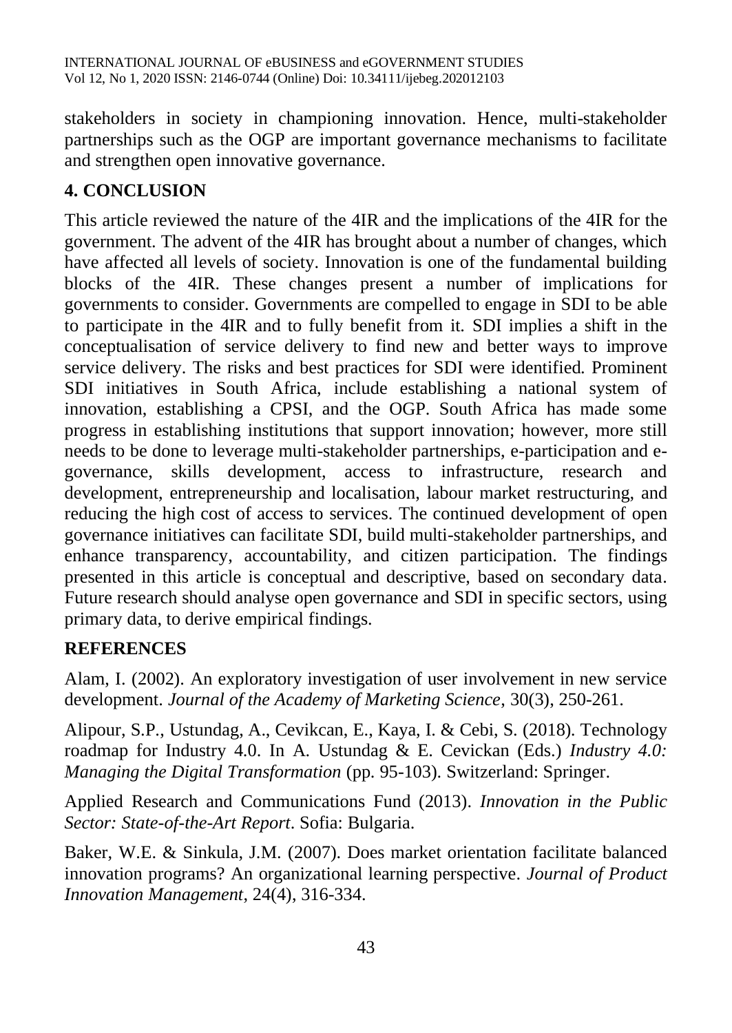stakeholders in society in championing innovation. Hence, multi-stakeholder partnerships such as the OGP are important governance mechanisms to facilitate and strengthen open innovative governance.

## 4. CONCLUSION

This article reviewed the nature of the 4IR and the implications of the 4IR for the government. The advent of the 4IR has brought about a number of changes, which have affected all levels of society. Innovation is one of the fundamental building blocks of the 4IR. These changes present a number of implications for governments to consider. Governments are compelled to engage in SDI to be able to participate in the 4IR and to fully benefit from it. SDI implies a shift in the conceptualisation of service delivery to find new and better ways to improve service delivery. The risks and best practices for SDI were identified. Prominent SDI initiatives in South Africa, include establishing a national system of innovation, establishing a CPSI, and the OGP. South Africa has made some progress in establishing institutions that support innovation; however, more still needs to be done to leverage multi-stakeholder partnerships, e-participation and e-governance, skills development, access to infrastructure, research and development, entrepreneurship and localisation, labour market restructuring, and reducing the high cost of access to services. The continued development of open governance initiatives can facilitate SDI, build multi-stakeholder partnerships, and enhance transparency, accountability, and citizen participation. The findings presented in this article is conceptual and descriptive, based on secondary data. Future research should analyse open governance and SDI in specific sectors, using primary data, to derive empirical findings.

## REFERENCES

Alam, I. (2002). An exploratory investigation of user involvement in new service development. *Journal of the Academy of Marketing Science*, 30(3), 250-261.

Alipour, S.P., Ustundag, A., Cevikcan, E., Kaya, I. & Cebi, S. (2018). Technology roadmap for Industry 4.0. In A. Ustundag & E. Cevickan (Eds.) *Industry 4.0: Managing the Digital Transformation* (pp. 95-103). Switzerland: Springer.

Applied Research and Communications Fund (2013). *Innovation in the Public Sector: State-of-the-Art Report*. Sofia: Bulgaria.

Baker, W.E. & Sinkula, J.M. (2007). Does market orientation facilitate balanced innovation programs? An organizational learning perspective. *Journal of Product Innovation Management*, 24(4), 316-334.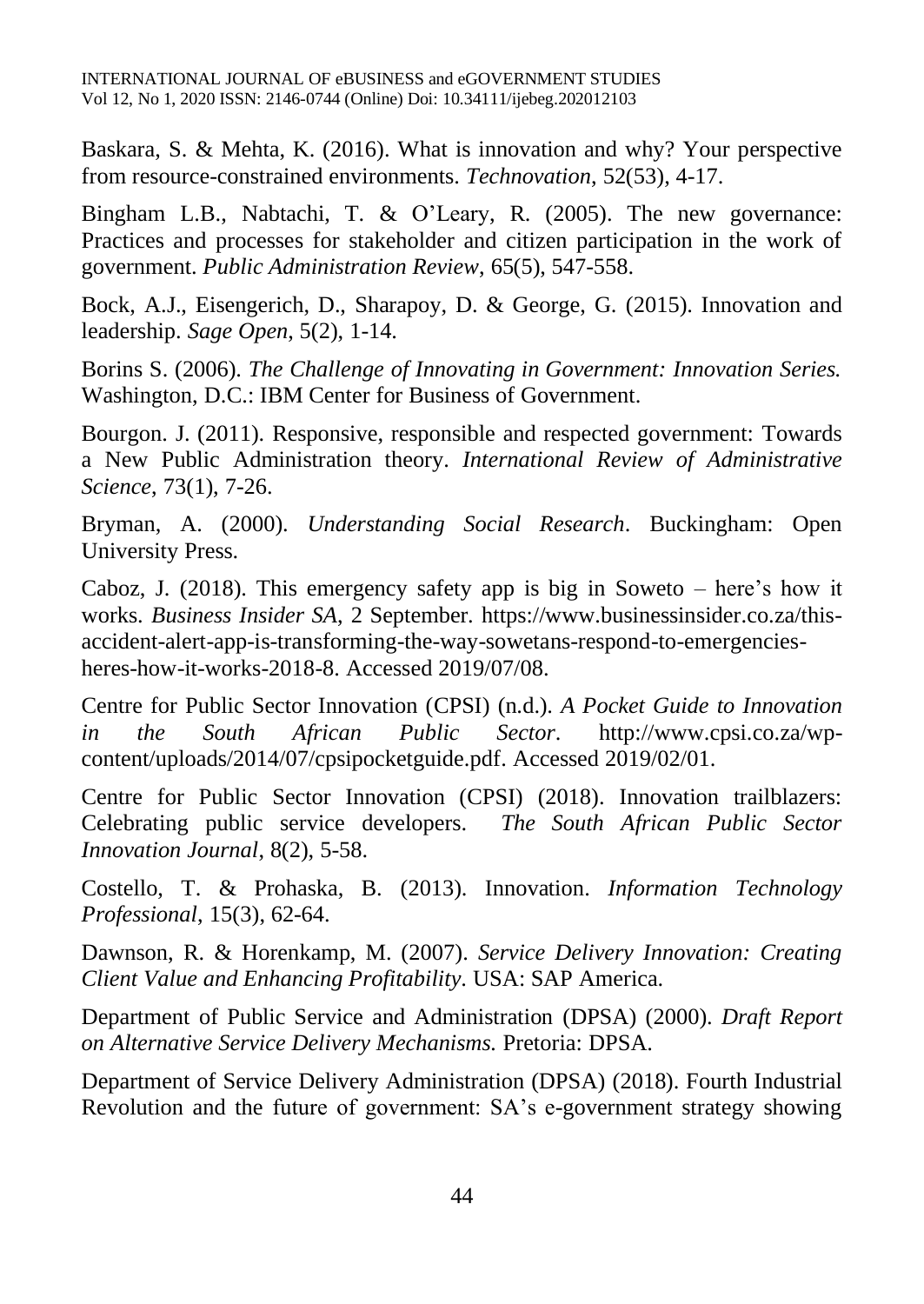Baskara, S. & Mehta, K. (2016). What is innovation and why? Your perspective from resource-constrained environments. *Technovation*, 52(53), 4-17.

Bingham L.B., Nabtachi, T. & O'Leary, R. (2005). The new governance: Practices and processes for stakeholder and citizen participation in the work of government. *Public Administration Review*, 65(5), 547-558.

Bock, A.J., Eisengerich, D., Sharapoy, D. & George, G. (2015). Innovation and leadership. *Sage Open*, 5(2), 1-14.

Borins S. (2006). *The Challenge of Innovating in Government: Innovation Series.* Washington, D.C.: IBM Center for Business of Government.

Bourgon. J. (2011). Responsive, responsible and respected government: Towards a New Public Administration theory. *International Review of Administrative Science*, 73(1), 7-26.

Bryman, A. (2000). *Understanding Social Research*. Buckingham: Open University Press.

Caboz, J. (2018). This emergency safety app is big in Soweto – here's how it works. *Business Insider SA*, 2 September. https://www.businessinsider.co.za/this-accident-alert-app-is-transforming-the-way-sowetans-respond-to-emergencies-heres-how-it-works-2018-8. Accessed 2019/07/08.

Centre for Public Sector Innovation (CPSI) (n.d.). *A Pocket Guide to Innovation in the South African Public Sector*. http://www.cpsi.co.za/wp-content/uploads/2014/07/cpsipocketguide.pdf. Accessed 2019/02/01.

Centre for Public Sector Innovation (CPSI) (2018). Innovation trailblazers: Celebrating public service developers. *The South African Public Sector Innovation Journal*, 8(2), 5-58.

Costello, T. & Prohaska, B. (2013). Innovation. *Information Technology Professional*, 15(3), 62-64.

Dawnson, R. & Horenkamp, M. (2007). *Service Delivery Innovation: Creating Client Value and Enhancing Profitability*. USA: SAP America.

Department of Public Service and Administration (DPSA) (2000). *Draft Report on Alternative Service Delivery Mechanisms.* Pretoria: DPSA.

Department of Service Delivery Administration (DPSA) (2018). Fourth Industrial Revolution and the future of government: SA's e-government strategy showing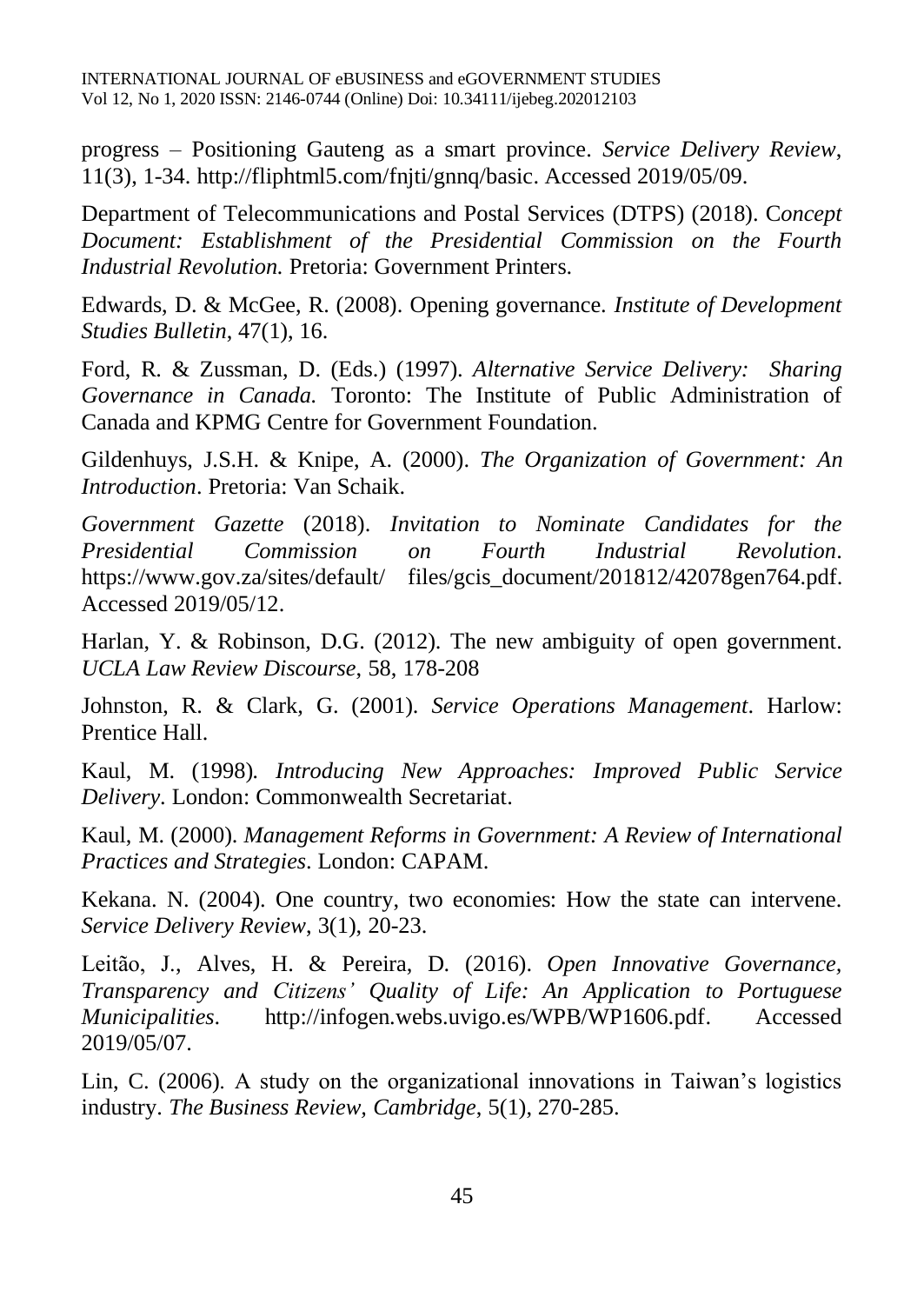progress – Positioning Gauteng as a smart province. *Service Delivery Review*, 11(3), 1-34. http://fliphtml5.com/fnjti/gnnq/basic. Accessed 2019/05/09.

Department of Telecommunications and Postal Services (DTPS) (2018). C*oncept Document: Establishment of the Presidential Commission on the Fourth Industrial Revolution.* Pretoria: Government Printers.

Edwards, D. & McGee, R. (2008). Opening governance. *Institute of Development Studies Bulletin*, 47(1), 16.

Ford, R. & Zussman, D. (Eds.) (1997). *Alternative Service Delivery: Sharing Governance in Canada.* Toronto: The Institute of Public Administration of Canada and KPMG Centre for Government Foundation.

Gildenhuys, J.S.H. & Knipe, A. (2000). *The Organization of Government: An Introduction*. Pretoria: Van Schaik.

*Government Gazette* (2018). *Invitation to Nominate Candidates for the Presidential Commission on Fourth Industrial Revolution*. https://www.gov.za/sites/default/ files/gcis_document/201812/42078gen764.pdf. Accessed 2019/05/12.

Harlan, Y. & Robinson, D.G. (2012). The new ambiguity of open government. *UCLA Law Review Discourse*, 58, 178-208

Johnston, R. & Clark, G. (2001). *Service Operations Management*. Harlow: Prentice Hall.

Kaul, M. (1998). *Introducing New Approaches: Improved Public Service Delivery*. London: Commonwealth Secretariat.

Kaul, M. (2000). *Management Reforms in Government: A Review of International Practices and Strategies*. London: CAPAM.

Kekana. N. (2004). One country, two economies: How the state can intervene. *Service Delivery Review*, 3(1), 20-23.

Leitão, J., Alves, H. & Pereira, D. (2016). *Open Innovative Governance, Transparency and Citizens' Quality of Life: An Application to Portuguese Municipalities*. http://infogen.webs.uvigo.es/WPB/WP1606.pdf. Accessed 2019/05/07.

Lin, C. (2006). A study on the organizational innovations in Taiwan's logistics industry. *The Business Review, Cambridge*, 5(1), 270-285.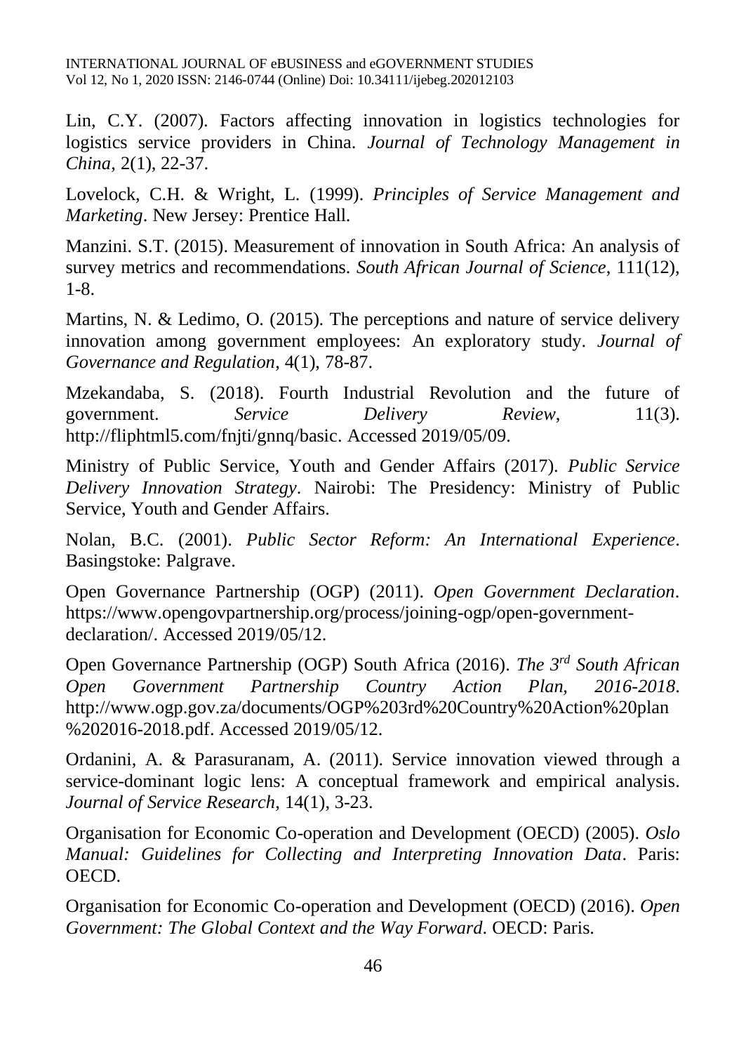Lin, C.Y. (2007). Factors affecting innovation in logistics technologies for logistics service providers in China. *Journal of Technology Management in China*, 2(1), 22-37.

Lovelock, C.H. & Wright, L. (1999). *Principles of Service Management and Marketing*. New Jersey: Prentice Hall.

Manzini. S.T. (2015). Measurement of innovation in South Africa: An analysis of survey metrics and recommendations. *South African Journal of Science*, 111(12), 1-8.

Martins, N. & Ledimo, O. (2015). The perceptions and nature of service delivery innovation among government employees: An exploratory study. *Journal of Governance and Regulation*, 4(1), 78-87.

Mzekandaba, S. (2018). Fourth Industrial Revolution and the future of government. *Service Delivery Review*, 11(3). http://fliphtml5.com/fnjti/gnnq/basic. Accessed 2019/05/09.

Ministry of Public Service, Youth and Gender Affairs (2017). *Public Service Delivery Innovation Strategy*. Nairobi: The Presidency: Ministry of Public Service, Youth and Gender Affairs.

Nolan, B.C. (2001). *Public Sector Reform: An International Experience*. Basingstoke: Palgrave.

Open Governance Partnership (OGP) (2011). *Open Government Declaration*. https://www.opengovpartnership.org/process/joining-ogp/open-government-declaration/. Accessed 2019/05/12.

Open Governance Partnership (OGP) South Africa (2016). *The 3rd South African Open Government Partnership Country Action Plan, 2016-2018*. http://www.ogp.gov.za/documents/OGP%203rd%20Country%20Action%20plan%202016-2018.pdf. Accessed 2019/05/12.

Ordanini, A. & Parasuranam, A. (2011). Service innovation viewed through a service-dominant logic lens: A conceptual framework and empirical analysis. *Journal of Service Research*, 14(1), 3-23.

Organisation for Economic Co-operation and Development (OECD) (2005). *Oslo Manual: Guidelines for Collecting and Interpreting Innovation Data*. Paris: OECD.

Organisation for Economic Co-operation and Development (OECD) (2016). *Open Government: The Global Context and the Way Forward*. OECD: Paris.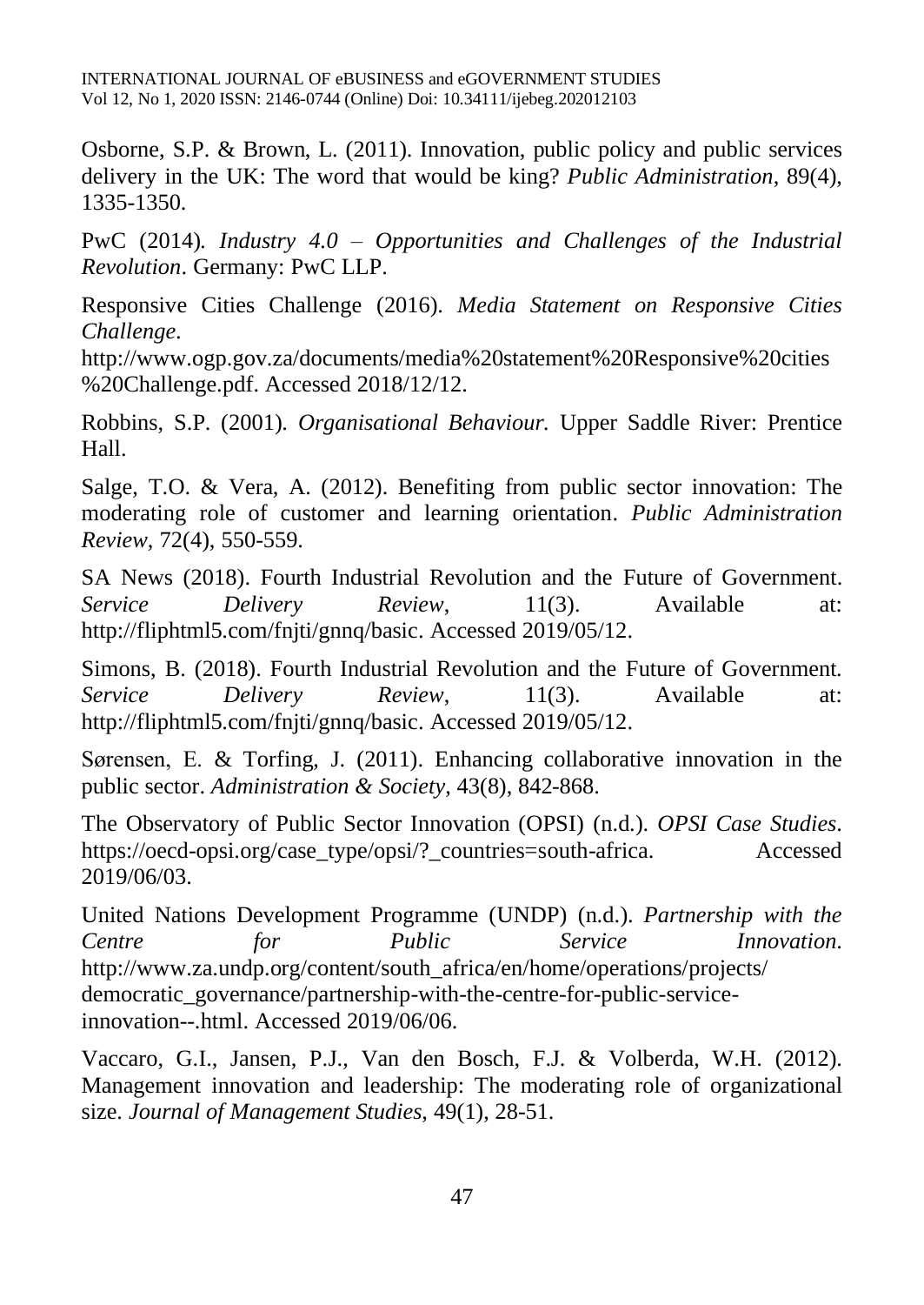Osborne, S.P. & Brown, L. (2011). Innovation, public policy and public services delivery in the UK: The word that would be king? *Public Administration*, 89(4), 1335-1350.

PwC (2014). *Industry 4.0 – Opportunities and Challenges of the Industrial Revolution*. Germany: PwC LLP.

Responsive Cities Challenge (2016). *Media Statement on Responsive Cities Challenge*. http://www.ogp.gov.za/documents/media%20statement%20Responsive%20cities%20Challenge.pdf. Accessed 2018/12/12.

Robbins, S.P. (2001). *Organisational Behaviour.* Upper Saddle River: Prentice Hall.

Salge, T.O. & Vera, A. (2012). Benefiting from public sector innovation: The moderating role of customer and learning orientation. *Public Administration Review*, 72(4), 550-559.

SA News (2018). Fourth Industrial Revolution and the Future of Government. *Service Delivery Review*, 11(3). Available at: http://fliphtml5.com/fnjti/gnnq/basic. Accessed 2019/05/12.

Simons, B. (2018). Fourth Industrial Revolution and the Future of Government. *Service Delivery Review*, 11(3). Available at: http://fliphtml5.com/fnjti/gnnq/basic. Accessed 2019/05/12.

Sørensen, E. & Torfing, J. (2011). Enhancing collaborative innovation in the public sector. *Administration & Society*, 43(8), 842-868.

The Observatory of Public Sector Innovation (OPSI) (n.d.). *OPSI Case Studies*. https://oecd-opsi.org/case_type/opsi/?_countries=south-africa. Accessed 2019/06/03.

United Nations Development Programme (UNDP) (n.d.). *Partnership with the Centre for Public Service Innovation*. http://www.za.undp.org/content/south_africa/en/home/operations/projects/democratic_governance/partnership-with-the-centre-for-public-service-innovation--.html. Accessed 2019/06/06.

Vaccaro, G.I., Jansen, P.J., Van den Bosch, F.J. & Volberda, W.H. (2012). Management innovation and leadership: The moderating role of organizational size. *Journal of Management Studies*, 49(1), 28-51.